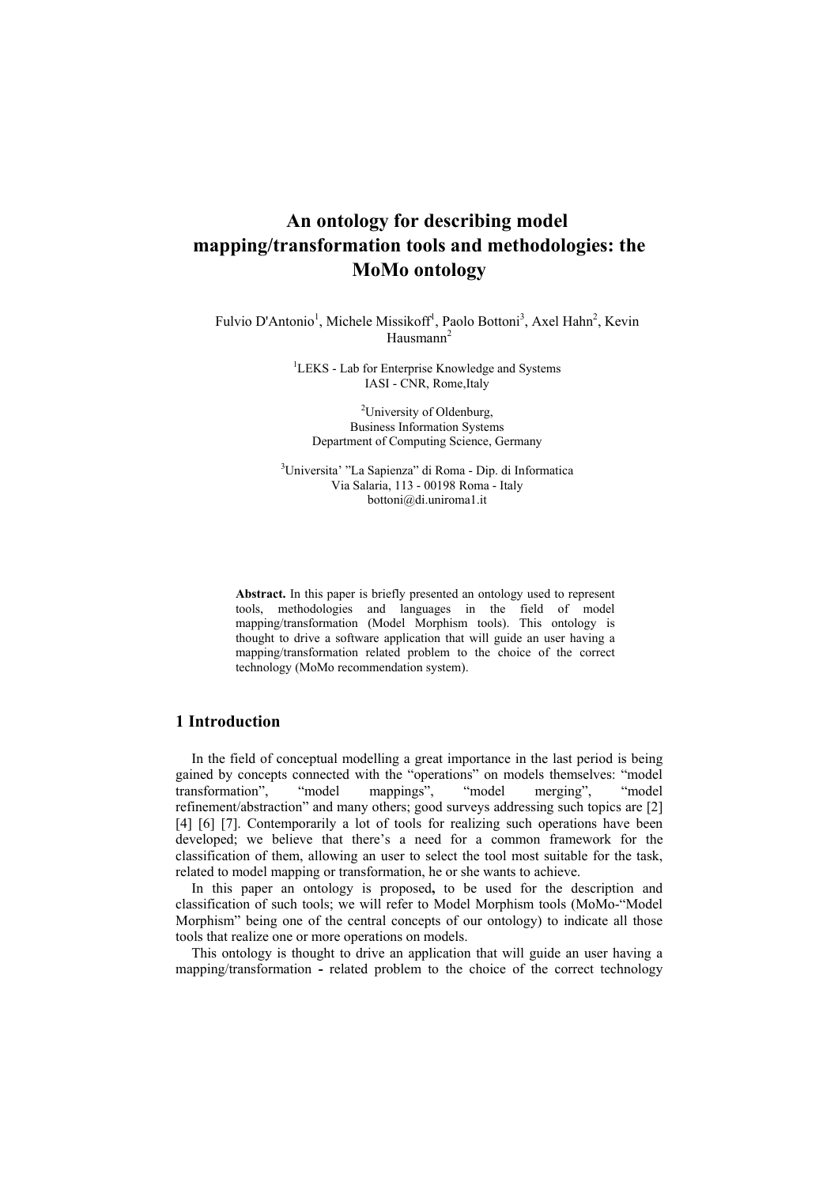# An ontology for describing model mapping/transformation tools and methodologies: the MoMo ontology

Fulvio D'Antonio[1], Michele Missikoff[1], Paolo Bottoni[3], Axel Hahn[2], Kevin Hausmann[2]

[1]LEKS - Lab for Enterprise Knowledge and Systems
IASI - CNR, Rome,Italy

[2]University of Oldenburg,
Business Information Systems
Department of Computing Science, Germany

[3]Universita' "La Sapienza" di Roma - Dip. di Informatica
Via Salaria, 113 - 00198 Roma - Italy
bottoni@di.uniroma1.it

**Abstract.** In this paper is briefly presented an ontology used to represent tools, methodologies and languages in the field of model mapping/transformation (Model Morphism tools). This ontology is thought to drive a software application that will guide an user having a mapping/transformation related problem to the choice of the correct technology (MoMo recommendation system).

## 1 Introduction

In the field of conceptual modelling a great importance in the last period is being gained by concepts connected with the "operations" on models themselves: "model transformation", "model mappings", "model merging", "model refinement/abstraction" and many others; good surveys addressing such topics are [2] [4] [6] [7]. Contemporarily a lot of tools for realizing such operations have been developed; we believe that there's a need for a common framework for the classification of them, allowing an user to select the tool most suitable for the task, related to model mapping or transformation, he or she wants to achieve.

In this paper an ontology is proposed**,** to be used for the description and classification of such tools; we will refer to Model Morphism tools (MoMo-"Model Morphism" being one of the central concepts of our ontology) to indicate all those tools that realize one or more operations on models.

This ontology is thought to drive an application that will guide an user having a mapping/transformation **-** related problem to the choice of the correct technology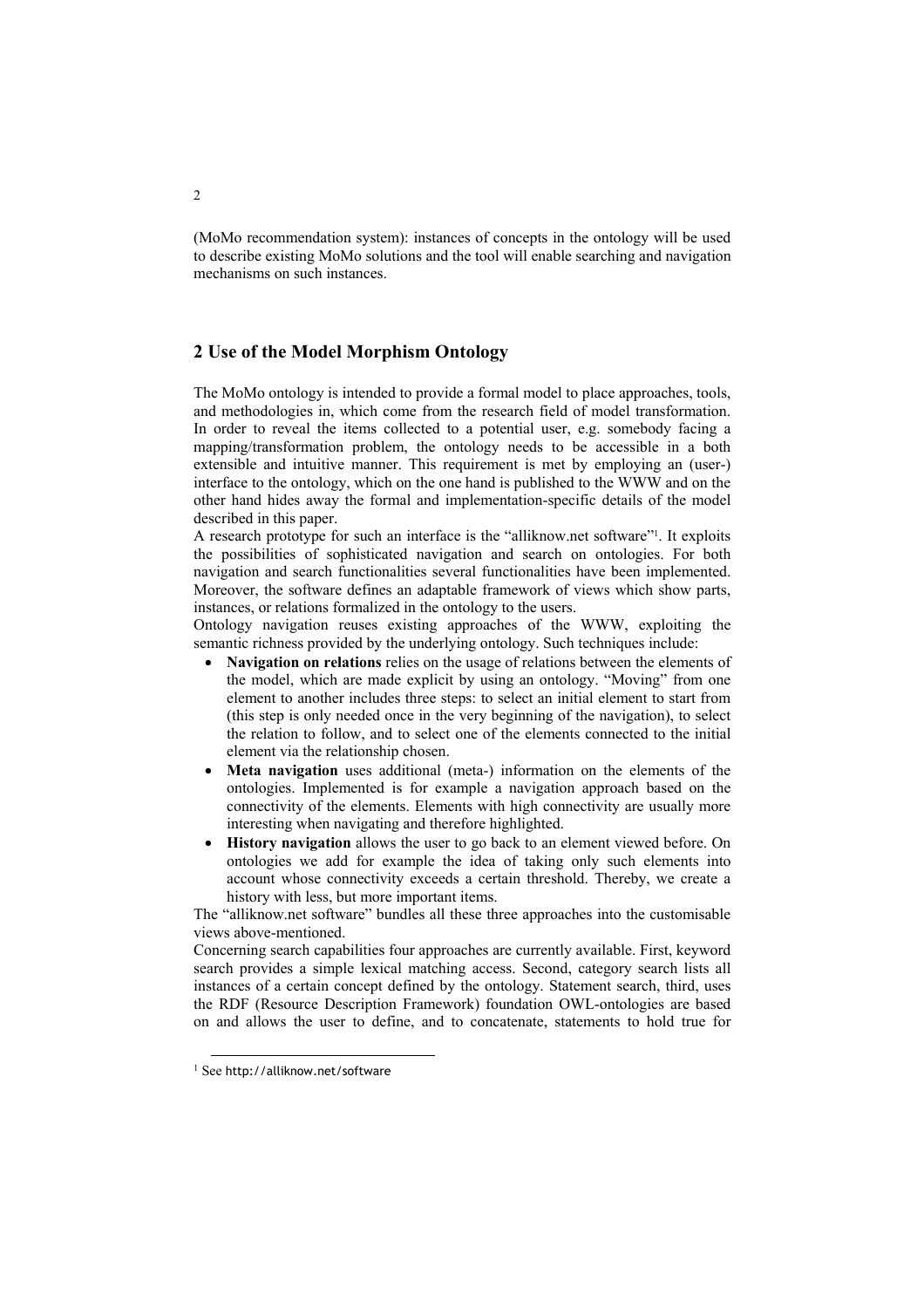(MoMo recommendation system): instances of concepts in the ontology will be used to describe existing MoMo solutions and the tool will enable searching and navigation mechanisms on such instances.

## 2 Use of the Model Morphism Ontology

The MoMo ontology is intended to provide a formal model to place approaches, tools, and methodologies in, which come from the research field of model transformation. In order to reveal the items collected to a potential user, e.g. somebody facing a mapping/transformation problem, the ontology needs to be accessible in a both extensible and intuitive manner. This requirement is met by employing an (user-) interface to the ontology, which on the one hand is published to the WWW and on the other hand hides away the formal and implementation-specific details of the model described in this paper.

A research prototype for such an interface is the "alliknow.net software"[1]. It exploits the possibilities of sophisticated navigation and search on ontologies. For both navigation and search functionalities several functionalities have been implemented. Moreover, the software defines an adaptable framework of views which show parts, instances, or relations formalized in the ontology to the users.

Ontology navigation reuses existing approaches of the WWW, exploiting the semantic richness provided by the underlying ontology. Such techniques include:

- **Navigation on relations** relies on the usage of relations between the elements of the model, which are made explicit by using an ontology. "Moving" from one element to another includes three steps: to select an initial element to start from (this step is only needed once in the very beginning of the navigation), to select the relation to follow, and to select one of the elements connected to the initial element via the relationship chosen.
- **Meta navigation** uses additional (meta-) information on the elements of the ontologies. Implemented is for example a navigation approach based on the connectivity of the elements. Elements with high connectivity are usually more interesting when navigating and therefore highlighted.
- **History navigation** allows the user to go back to an element viewed before. On ontologies we add for example the idea of taking only such elements into account whose connectivity exceeds a certain threshold. Thereby, we create a history with less, but more important items.

The "alliknow.net software" bundles all these three approaches into the customisable views above-mentioned.

Concerning search capabilities four approaches are currently available. First, keyword search provides a simple lexical matching access. Second, category search lists all instances of a certain concept defined by the ontology. Statement search, third, uses the RDF (Resource Description Framework) foundation OWL-ontologies are based on and allows the user to define, and to concatenate, statements to hold true for

---

[1] See http://alliknow.net/software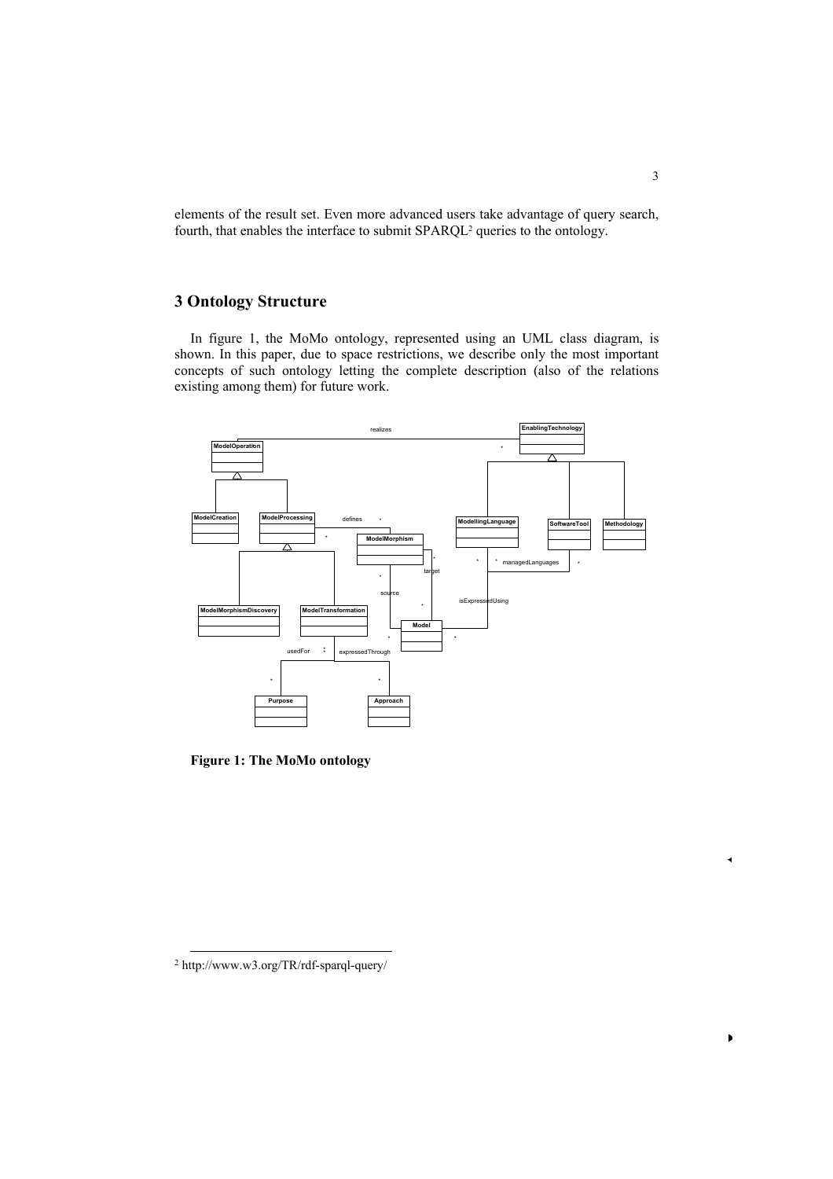elements of the result set. Even more advanced users take advantage of query search, fourth, that enables the interface to submit SPARQL[2] queries to the ontology.

## 3 Ontology Structure

In figure 1, the MoMo ontology, represented using an UML class diagram, is shown. In this paper, due to space restrictions, we describe only the most important concepts of such ontology letting the complete description (also of the relations existing among them) for future work.

**Figure 1: The MoMo ontology**

[2] http://www.w3.org/TR/rdf-sparql-query/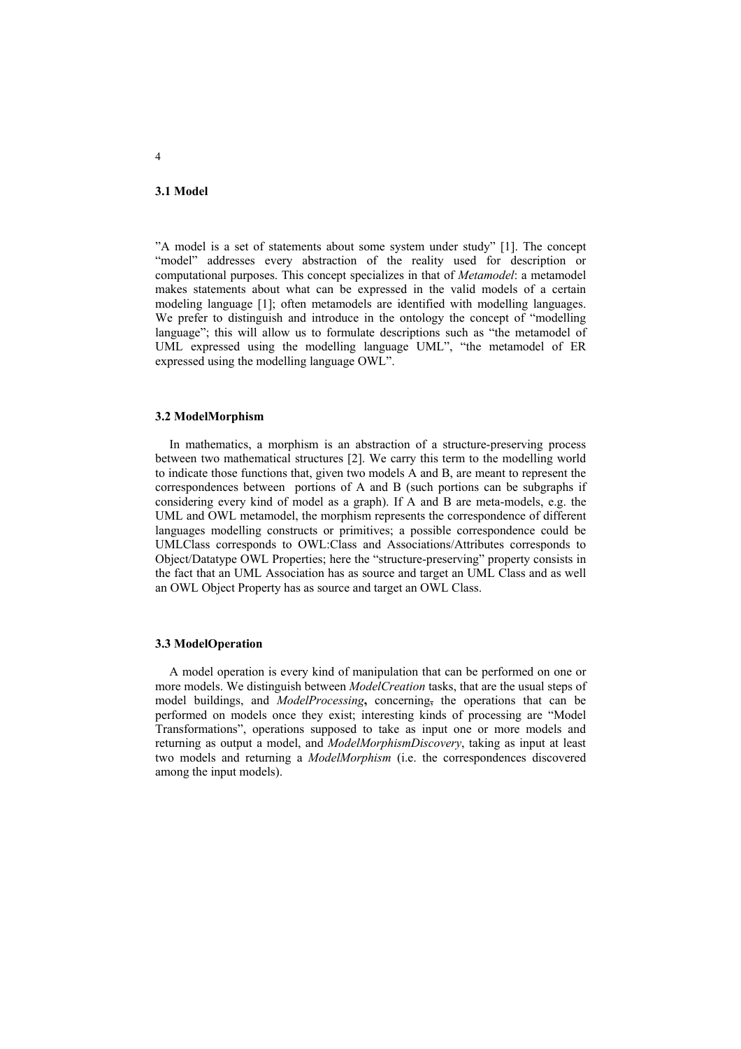### 3.1 Model

"A model is a set of statements about some system under study" [1]. The concept "model" addresses every abstraction of the reality used for description or computational purposes. This concept specializes in that of *Metamodel*: a metamodel makes statements about what can be expressed in the valid models of a certain modeling language [1]; often metamodels are identified with modelling languages. We prefer to distinguish and introduce in the ontology the concept of "modelling language"; this will allow us to formulate descriptions such as "the metamodel of UML expressed using the modelling language UML", "the metamodel of ER expressed using the modelling language OWL".

### 3.2 ModelMorphism

In mathematics, a morphism is an abstraction of a structure-preserving process between two mathematical structures [2]. We carry this term to the modelling world to indicate those functions that, given two models A and B, are meant to represent the correspondences between portions of A and B (such portions can be subgraphs if considering every kind of model as a graph). If A and B are meta-models, e.g. the UML and OWL metamodel, the morphism represents the correspondence of different languages modelling constructs or primitives; a possible correspondence could be UMLClass corresponds to OWL:Class and Associations/Attributes corresponds to Object/Datatype OWL Properties; here the "structure-preserving" property consists in the fact that an UML Association has as source and target an UML Class and as well an OWL Object Property has as source and target an OWL Class.

### 3.3 ModelOperation

A model operation is every kind of manipulation that can be performed on one or more models. We distinguish between *ModelCreation* tasks, that are the usual steps of model buildings, and *ModelProcessing*, concerning the operations that can be performed on models once they exist; interesting kinds of processing are "Model Transformations", operations supposed to take as input one or more models and returning as output a model, and *ModelMorphismDiscovery*, taking as input at least two models and returning a *ModelMorphism* (i.e. the correspondences discovered among the input models).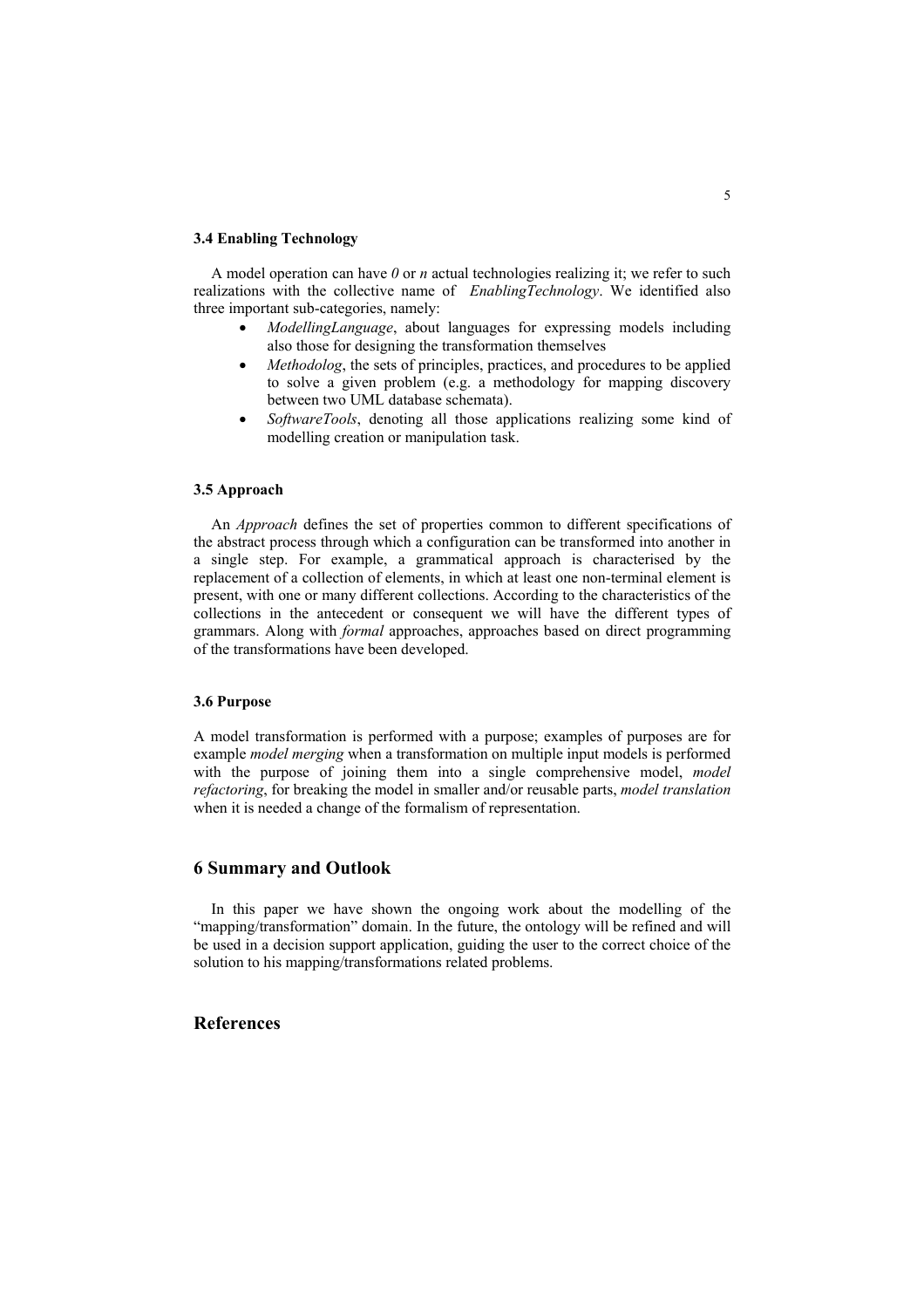### 3.4 Enabling Technology

A model operation can have *0* or *n* actual technologies realizing it; we refer to such realizations with the collective name of *EnablingTechnology*. We identified also three important sub-categories, namely:

- *ModellingLanguage*, about languages for expressing models including also those for designing the transformation themselves
- *Methodolog*, the sets of principles, practices, and procedures to be applied to solve a given problem (e.g. a methodology for mapping discovery between two UML database schemata).
- *SoftwareTools*, denoting all those applications realizing some kind of modelling creation or manipulation task.

### 3.5 Approach

An *Approach* defines the set of properties common to different specifications of the abstract process through which a configuration can be transformed into another in a single step. For example, a grammatical approach is characterised by the replacement of a collection of elements, in which at least one non-terminal element is present, with one or many different collections. According to the characteristics of the collections in the antecedent or consequent we will have the different types of grammars. Along with *formal* approaches, approaches based on direct programming of the transformations have been developed.

### 3.6 Purpose

A model transformation is performed with a purpose; examples of purposes are for example *model merging* when a transformation on multiple input models is performed with the purpose of joining them into a single comprehensive model, *model refactoring*, for breaking the model in smaller and/or reusable parts, *model translation* when it is needed a change of the formalism of representation.

## 6 Summary and Outlook

In this paper we have shown the ongoing work about the modelling of the "mapping/transformation" domain. In the future, the ontology will be refined and will be used in a decision support application, guiding the user to the correct choice of the solution to his mapping/transformations related problems.

## References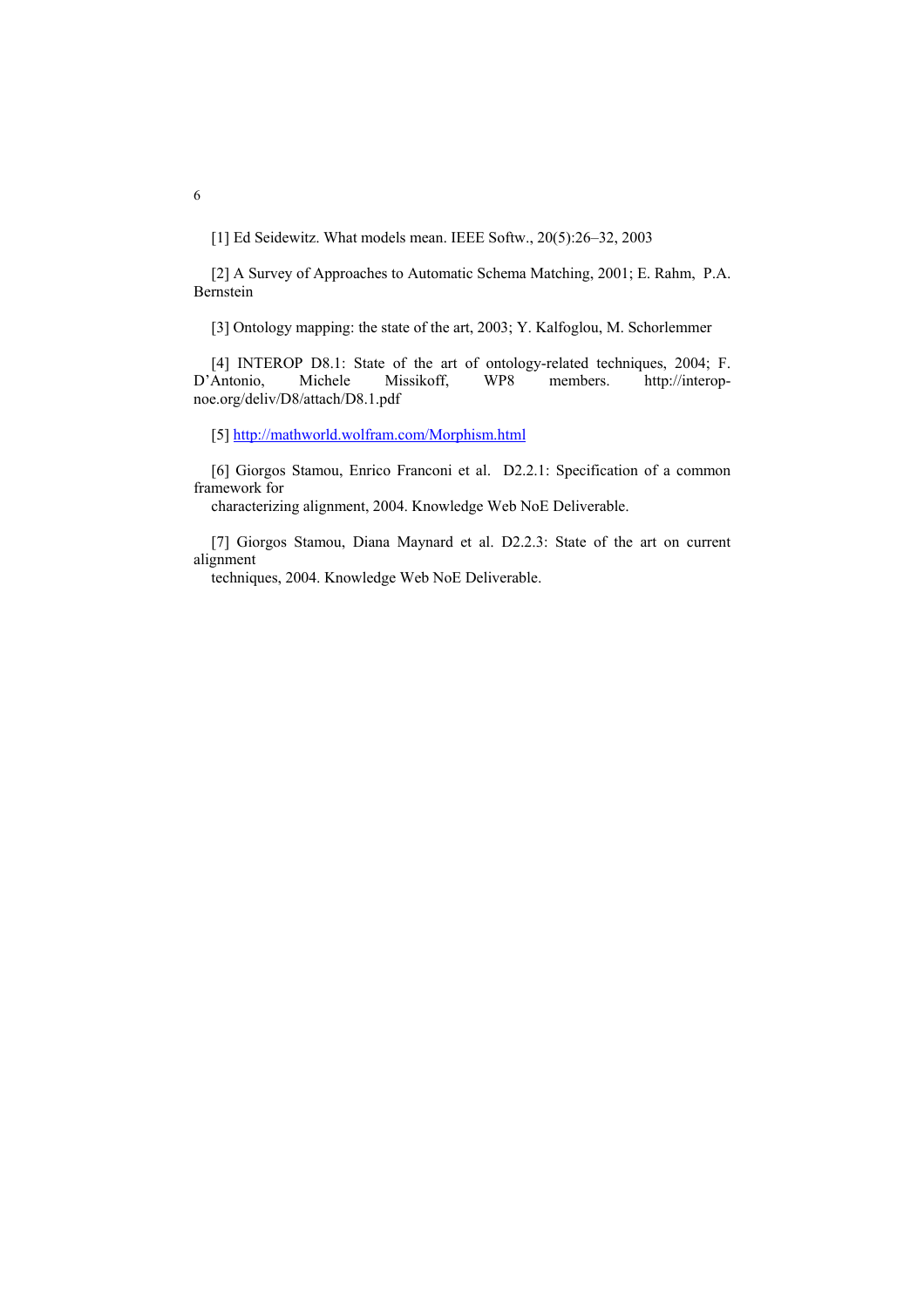[1] Ed Seidewitz. What models mean. IEEE Softw., 20(5):26–32, 2003

[2] A Survey of Approaches to Automatic Schema Matching, 2001; E. Rahm, P.A. Bernstein

[3] Ontology mapping: the state of the art, 2003; Y. Kalfoglou, M. Schorlemmer

[4] INTEROP D8.1: State of the art of ontology-related techniques, 2004; F. D'Antonio, Michele Missikoff, WP8 members. http://interop-noe.org/deliv/D8/attach/D8.1.pdf

[5] http://mathworld.wolfram.com/Morphism.html

[6] Giorgos Stamou, Enrico Franconi et al. D2.2.1: Specification of a common framework for characterizing alignment, 2004. Knowledge Web NoE Deliverable.

[7] Giorgos Stamou, Diana Maynard et al. D2.2.3: State of the art on current alignment techniques, 2004. Knowledge Web NoE Deliverable.